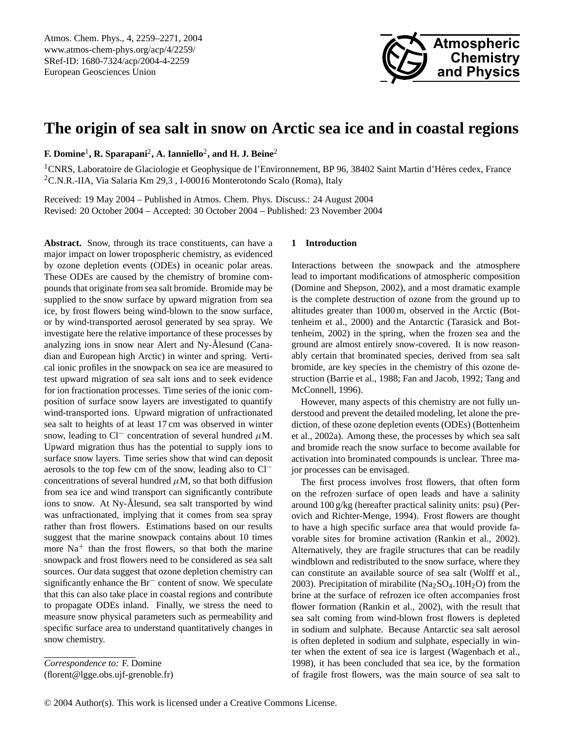# The origin of sea salt in snow on Arctic sea ice and in coastal regions

**F. Domine**[1], **R. Sparapani**[2], **A. Ianniello**[2], **and H. J. Beine**[2]

[1]CNRS, Laboratoire de Glaciologie et Geophysique de l'Environnement, BP 96, 38402 Saint Martin d'Hères cedex, France
[2]C.N.R.-IIA, Via Salaria Km 29,3 , I-00016 Monterotondo Scalo (Roma), Italy

Received: 19 May 2004 – Published in Atmos. Chem. Phys. Discuss.: 24 August 2004
Revised: 20 October 2004 – Accepted: 30 October 2004 – Published: 23 November 2004

**Abstract.** Snow, through its trace constituents, can have a major impact on lower tropospheric chemistry, as evidenced by ozone depletion events (ODEs) in oceanic polar areas. These ODEs are caused by the chemistry of bromine compounds that originate from sea salt bromide. Bromide may be supplied to the snow surface by upward migration from sea ice, by frost flowers being wind-blown to the snow surface, or by wind-transported aerosol generated by sea spray. We investigate here the relative importance of these processes by analyzing ions in snow near Alert and Ny-Ålesund (Canadian and European high Arctic) in winter and spring. Vertical ionic profiles in the snowpack on sea ice are measured to test upward migration of sea salt ions and to seek evidence for ion fractionation processes. Time series of the ionic composition of surface snow layers are investigated to quantify wind-transported ions. Upward migration of unfractionated sea salt to heights of at least 17 cm was observed in winter snow, leading to $Cl^-$ concentration of several hundred $\mu$M. Upward migration thus has the potential to supply ions to surface snow layers. Time series show that wind can deposit aerosols to the top few cm of the snow, leading also to $Cl^-$ concentrations of several hundred $\mu$M, so that both diffusion from sea ice and wind transport can significantly contribute ions to snow. At Ny-Ålesund, sea salt transported by wind was unfractionated, implying that it comes from sea spray rather than frost flowers. Estimations based on our results suggest that the marine snowpack contains about 10 times more $Na^+$ than the frost flowers, so that both the marine snowpack and frost flowers need to be considered as sea salt sources. Our data suggest that ozone depletion chemistry can significantly enhance the $Br^-$ content of snow. We speculate that this can also take place in coastal regions and contribute to propagate ODEs inland. Finally, we stress the need to measure snow physical parameters such as permeability and specific surface area to understand quantitatively changes in snow chemistry.

*Correspondence to:* F. Domine
(florent@lgge.obs.ujf-grenoble.fr)

## 1 Introduction

Interactions between the snowpack and the atmosphere lead to important modifications of atmospheric composition (Domine and Shepson, 2002), and a most dramatic example is the complete destruction of ozone from the ground up to altitudes greater than 1000 m, observed in the Arctic (Bottenheim et al., 2000) and the Antarctic (Tarasick and Bottenheim, 2002) in the spring, when the frozen sea and the ground are almost entirely snow-covered. It is now reasonably certain that brominated species, derived from sea salt bromide, are key species in the chemistry of this ozone destruction (Barrie et al., 1988; Fan and Jacob, 1992; Tang and McConnell, 1996).

However, many aspects of this chemistry are not fully understood and prevent the detailed modeling, let alone the prediction, of these ozone depletion events (ODEs) (Bottenheim et al., 2002a). Among these, the processes by which sea salt and bromide reach the snow surface to become available for activation into brominated compounds is unclear. Three major processes can be envisaged.

The first process involves frost flowers, that often form on the refrozen surface of open leads and have a salinity around 100 g/kg (hereafter practical salinity units: psu) (Perovich and Richter-Menge, 1994). Frost flowers are thought to have a high specific surface area that would provide favorable sites for bromine activation (Rankin et al., 2002). Alternatively, they are fragile structures that can be readily windblown and redistributed to the snow surface, where they can constitute an available source of sea salt (Wolff et al., 2003). Precipitation of mirabilite ($Na_2SO_4.10H_2O$) from the brine at the surface of refrozen ice often accompanies frost flower formation (Rankin et al., 2002), with the result that sea salt coming from wind-blown frost flowers is depleted in sodium and sulphate. Because Antarctic sea salt aerosol is often depleted in sodium and sulphate, especially in winter when the extent of sea ice is largest (Wagenbach et al., 1998), it has been concluded that sea ice, by the formation of fragile frost flowers, was the main source of sea salt to

© 2004 Author(s). This work is licensed under a Creative Commons License.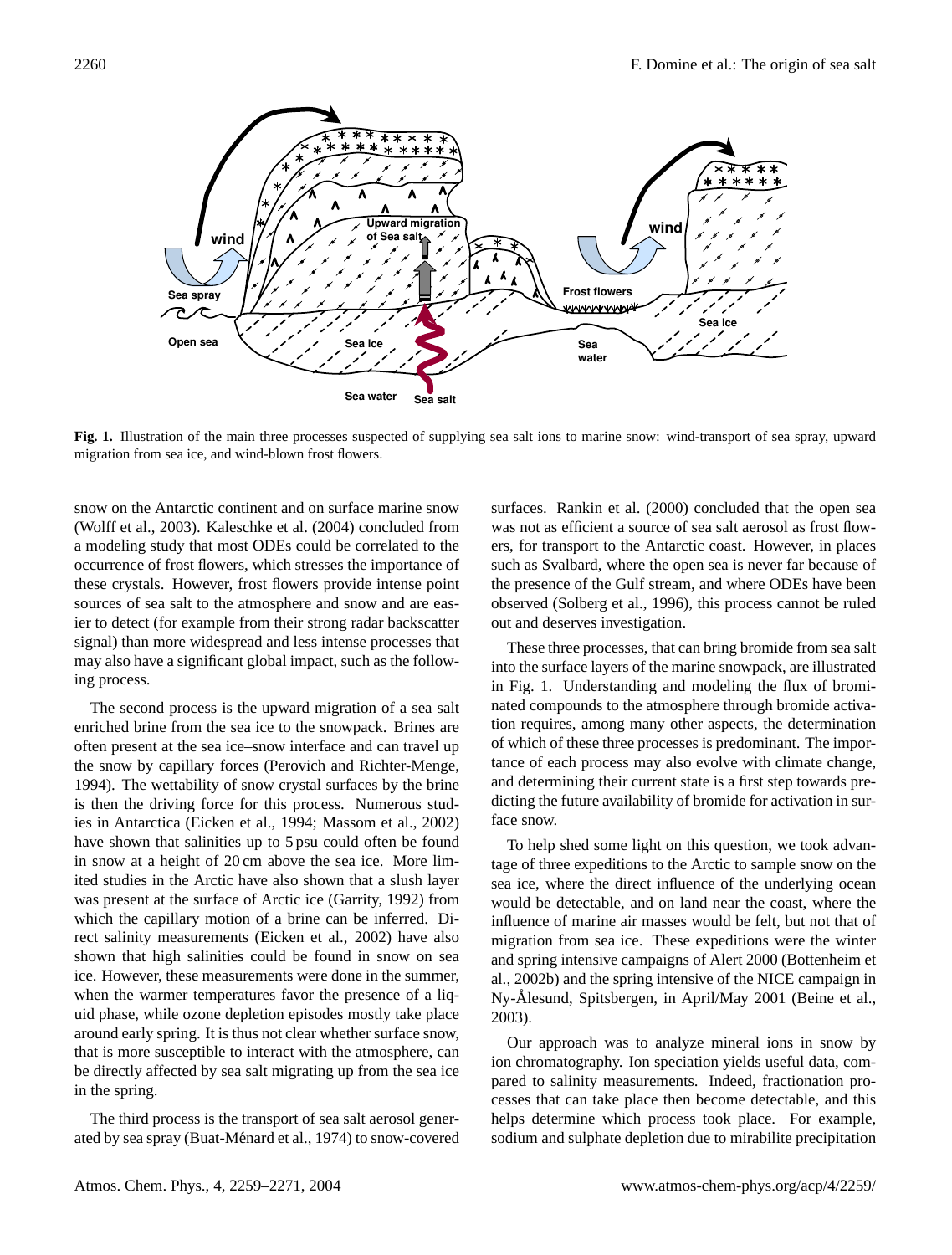**Fig. 1.** Illustration of the main three processes suspected of supplying sea salt ions to marine snow: wind-transport of sea spray, upward migration from sea ice, and wind-blown frost flowers.

snow on the Antarctic continent and on surface marine snow (Wolff et al., 2003). Kaleschke et al. (2004) concluded from a modeling study that most ODEs could be correlated to the occurrence of frost flowers, which stresses the importance of these crystals. However, frost flowers provide intense point sources of sea salt to the atmosphere and snow and are easier to detect (for example from their strong radar backscatter signal) than more widespread and less intense processes that may also have a significant global impact, such as the following process.

The second process is the upward migration of a sea salt enriched brine from the sea ice to the snowpack. Brines are often present at the sea ice–snow interface and can travel up the snow by capillary forces (Perovich and Richter-Menge, 1994). The wettability of snow crystal surfaces by the brine is then the driving force for this process. Numerous studies in Antarctica (Eicken et al., 1994; Massom et al., 2002) have shown that salinities up to 5 psu could often be found in snow at a height of 20 cm above the sea ice. More limited studies in the Arctic have also shown that a slush layer was present at the surface of Arctic ice (Garrity, 1992) from which the capillary motion of a brine can be inferred. Direct salinity measurements (Eicken et al., 2002) have also shown that high salinities could be found in snow on sea ice. However, these measurements were done in the summer, when the warmer temperatures favor the presence of a liquid phase, while ozone depletion episodes mostly take place around early spring. It is thus not clear whether surface snow, that is more susceptible to interact with the atmosphere, can be directly affected by sea salt migrating up from the sea ice in the spring.

The third process is the transport of sea salt aerosol generated by sea spray (Buat-Ménard et al., 1974) to snow-covered surfaces. Rankin et al. (2000) concluded that the open sea was not as efficient a source of sea salt aerosol as frost flowers, for transport to the Antarctic coast. However, in places such as Svalbard, where the open sea is never far because of the presence of the Gulf stream, and where ODEs have been observed (Solberg et al., 1996), this process cannot be ruled out and deserves investigation.

These three processes, that can bring bromide from sea salt into the surface layers of the marine snowpack, are illustrated in Fig. 1. Understanding and modeling the flux of brominated compounds to the atmosphere through bromide activation requires, among many other aspects, the determination of which of these three processes is predominant. The importance of each process may also evolve with climate change, and determining their current state is a first step towards predicting the future availability of bromide for activation in surface snow.

To help shed some light on this question, we took advantage of three expeditions to the Arctic to sample snow on the sea ice, where the direct influence of the underlying ocean would be detectable, and on land near the coast, where the influence of marine air masses would be felt, but not that of migration from sea ice. These expeditions were the winter and spring intensive campaigns of Alert 2000 (Bottenheim et al., 2002b) and the spring intensive of the NICE campaign in Ny-Ålesund, Spitsbergen, in April/May 2001 (Beine et al., 2003).

Our approach was to analyze mineral ions in snow by ion chromatography. Ion speciation yields useful data, compared to salinity measurements. Indeed, fractionation processes that can take place then become detectable, and this helps determine which process took place. For example, sodium and sulphate depletion due to mirabilite precipitation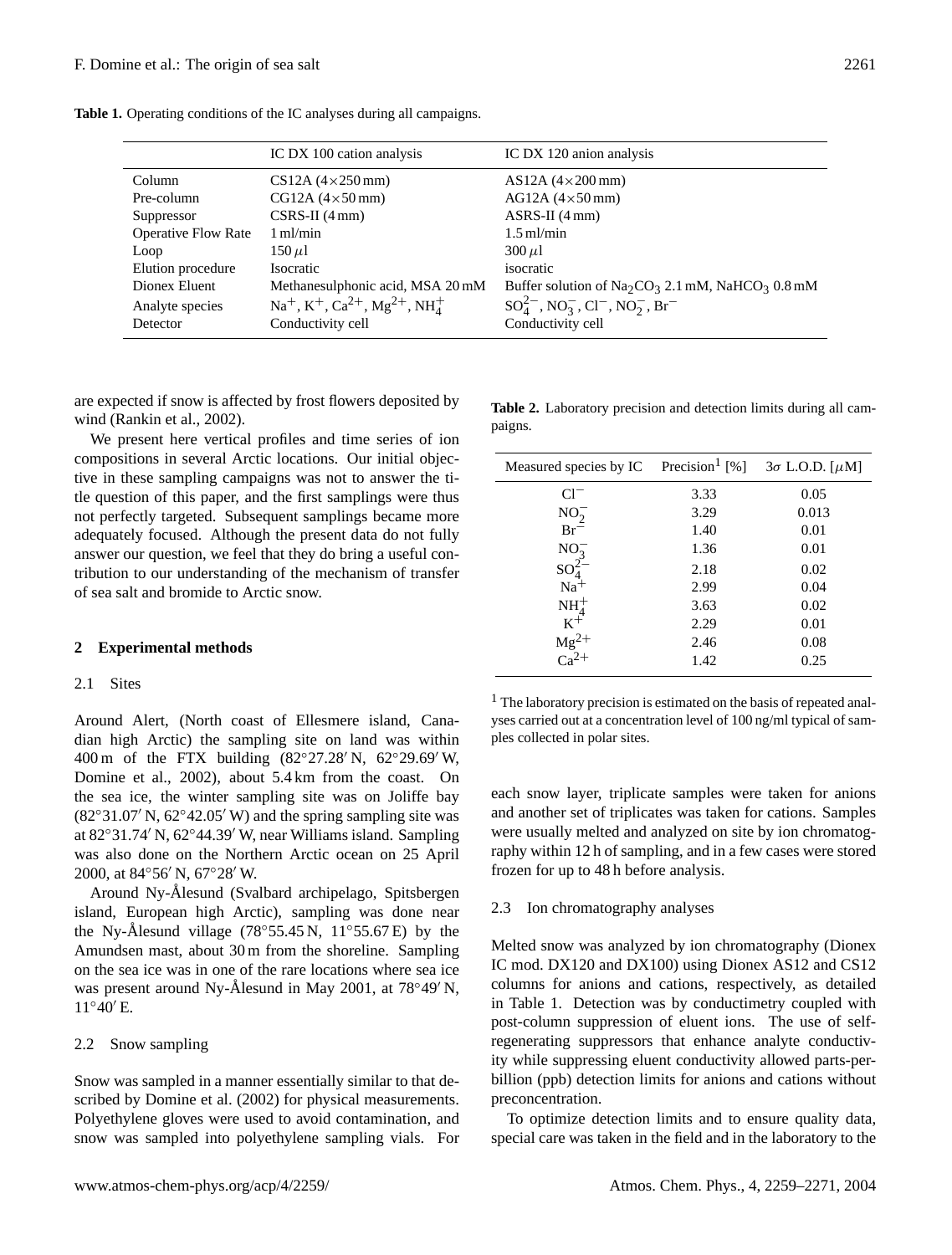**Table 1.** Operating conditions of the IC analyses during all campaigns.

| | IC DX 100 cation analysis | IC DX 120 anion analysis |
|---|---|---|
| Column | CS12A (4×250 mm) | AS12A (4×200 mm) |
| Pre-column | CG12A (4×50 mm) | AG12A (4×50 mm) |
| Suppressor | CSRS-II (4 mm) | ASRS-II (4 mm) |
| Operative Flow Rate | 1 ml/min | 1.5 ml/min |
| Loop | 150 $\mu$l | 300 $\mu$l |
| Elution procedure | Isocratic | isocratic |
| Dionex Eluent | Methanesulphonic acid, MSA 20 mM | Buffer solution of $Na_2CO_3$ 2.1 mM, $NaHCO_3$ 0.8 mM |
| Analyte species | $Na^+$, $K^+$, $Ca^{2+}$, $Mg^{2+}$, $NH_4^+$ | $SO_4^{2-}$, $NO_3^-$, $Cl^-$, $NO_2^-$, $Br^-$ |
| Detector | Conductivity cell | Conductivity cell |

are expected if snow is affected by frost flowers deposited by wind (Rankin et al., 2002).

We present here vertical profiles and time series of ion compositions in several Arctic locations. Our initial objective in these sampling campaigns was not to answer the title question of this paper, and the first samplings were thus not perfectly targeted. Subsequent samplings became more adequately focused. Although the present data do not fully answer our question, we feel that they do bring a useful contribution to our understanding of the mechanism of transfer of sea salt and bromide to Arctic snow.

## 2 Experimental methods

### 2.1 Sites

Around Alert, (North coast of Ellesmere island, Canadian high Arctic) the sampling site on land was within 400 m of the FTX building (82°27.28′ N, 62°29.69′ W, Domine et al., 2002), about 5.4 km from the coast. On the sea ice, the winter sampling site was on Joliffe bay (82°31.07′ N, 62°42.05′ W) and the spring sampling site was at 82°31.74′ N, 62°44.39′ W, near Williams island. Sampling was also done on the Northern Arctic ocean on 25 April 2000, at 84°56′ N, 67°28′ W.

Around Ny-Ålesund (Svalbard archipelago, Spitsbergen island, European high Arctic), sampling was done near the Ny-Ålesund village (78°55.45 N, 11°55.67 E) by the Amundsen mast, about 30 m from the shoreline. Sampling on the sea ice was in one of the rare locations where sea ice was present around Ny-Ålesund in May 2001, at 78°49′ N, 11°40′ E.

### 2.2 Snow sampling

Snow was sampled in a manner essentially similar to that described by Domine et al. (2002) for physical measurements. Polyethylene gloves were used to avoid contamination, and snow was sampled into polyethylene sampling vials. For each snow layer, triplicate samples were taken for anions and another set of triplicates was taken for cations. Samples were usually melted and analyzed on site by ion chromatography within 12 h of sampling, and in a few cases were stored frozen for up to 48 h before analysis.

**Table 2.** Laboratory precision and detection limits during all campaigns.

| Measured species by IC | Precision[1] [%] | $3\sigma$ L.O.D. [$\mu$M] |
|---|---|---|
| $Cl^-$ | 3.33 | 0.05 |
| $NO_2^-$ | 3.29 | 0.013 |
| $Br^-$ | 1.40 | 0.01 |
| $NO_3^-$ | 1.36 | 0.01 |
| $SO_4^{2-}$ | 2.18 | 0.02 |
| $Na^+$ | 2.99 | 0.04 |
| $NH_4^+$ | 3.63 | 0.02 |
| $K^+$ | 2.29 | 0.01 |
| $Mg^{2+}$ | 2.46 | 0.08 |
| $Ca^{2+}$ | 1.42 | 0.25 |

[1] The laboratory precision is estimated on the basis of repeated analyses carried out at a concentration level of 100 ng/ml typical of samples collected in polar sites.

### 2.3 Ion chromatography analyses

Melted snow was analyzed by ion chromatography (Dionex IC mod. DX120 and DX100) using Dionex AS12 and CS12 columns for anions and cations, respectively, as detailed in Table 1. Detection was by conductimetry coupled with post-column suppression of eluent ions. The use of self-regenerating suppressors that enhance analyte conductivity while suppressing eluent conductivity allowed parts-per-billion (ppb) detection limits for anions and cations without preconcentration.

To optimize detection limits and to ensure quality data, special care was taken in the field and in the laboratory to the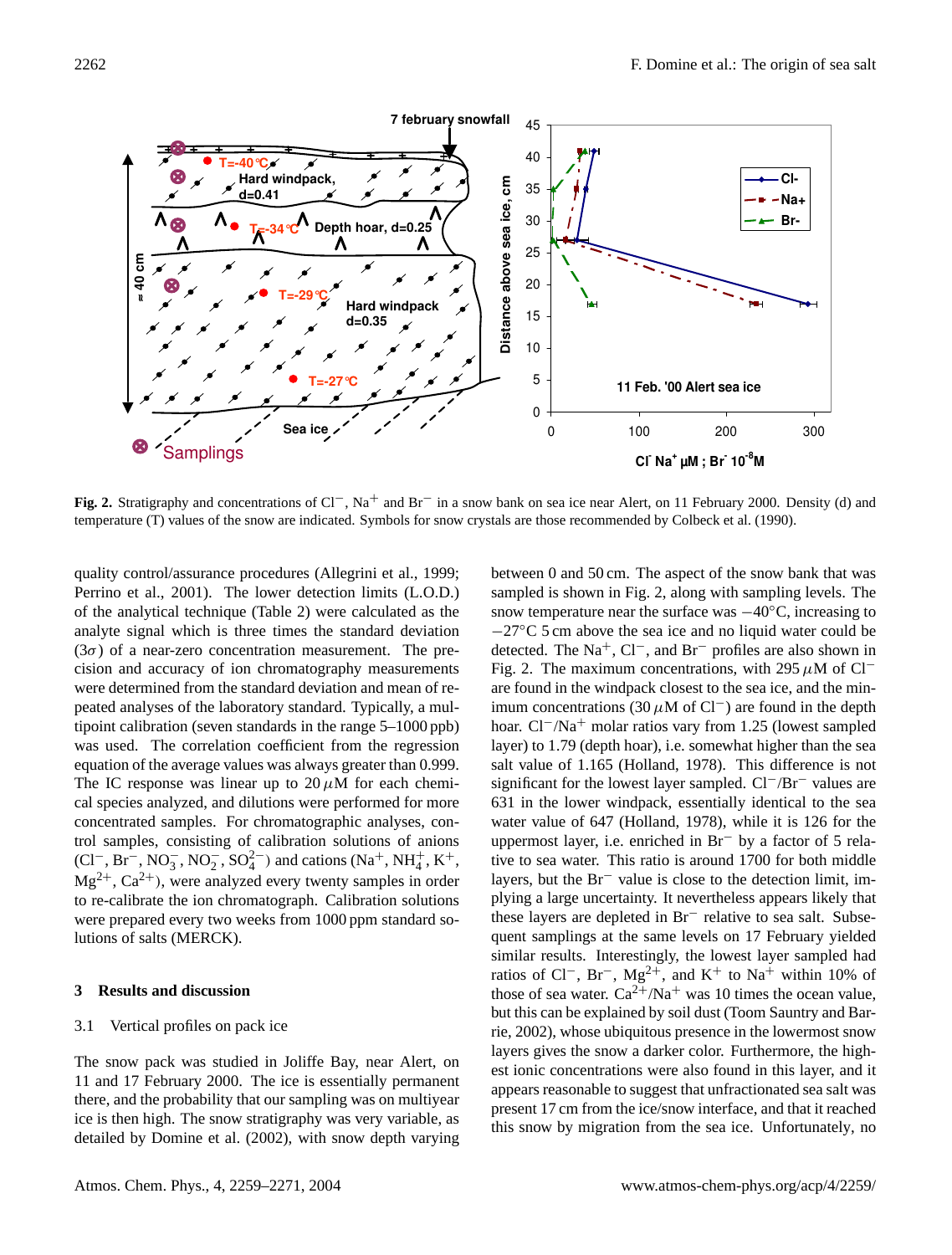**Fig. 2.** Stratigraphy and concentrations of $Cl^-$, $Na^+$ and $Br^-$ in a snow bank on sea ice near Alert, on 11 February 2000. Density (d) and temperature (T) values of the snow are indicated. Symbols for snow crystals are those recommended by Colbeck et al. (1990).

quality control/assurance procedures (Allegrini et al., 1999; Perrino et al., 2001). The lower detection limits (L.O.D.) of the analytical technique (Table 2) were calculated as the analyte signal which is three times the standard deviation ($3\sigma$) of a near-zero concentration measurement. The precision and accuracy of ion chromatography measurements were determined from the standard deviation and mean of repeated analyses of the laboratory standard. Typically, a multipoint calibration (seven standards in the range 5–1000 ppb) was used. The correlation coefficient from the regression equation of the average values was always greater than 0.999. The IC response was linear up to 20 $\mu$M for each chemical species analyzed, and dilutions were performed for more concentrated samples. For chromatographic analyses, control samples, consisting of calibration solutions of anions ($Cl^-$, $Br^-$, $NO_3^-$, $NO_2^-$, $SO_4^{2-}$) and cations ($Na^+$, $NH_4^+$, $K^+$, $Mg^{2+}$, $Ca^{2+}$), were analyzed every twenty samples in order to re-calibrate the ion chromatograph. Calibration solutions were prepared every two weeks from 1000 ppm standard solutions of salts (MERCK).

## 3 Results and discussion

### 3.1 Vertical profiles on pack ice

The snow pack was studied in Joliffe Bay, near Alert, on 11 and 17 February 2000. The ice is essentially permanent there, and the probability that our sampling was on multiyear ice is then high. The snow stratigraphy was very variable, as detailed by Domine et al. (2002), with snow depth varying between 0 and 50 cm. The aspect of the snow bank that was sampled is shown in Fig. 2, along with sampling levels. The snow temperature near the surface was −40°C, increasing to −27°C 5 cm above the sea ice and no liquid water could be detected. The $Na^+$, $Cl^-$, and $Br^-$ profiles are also shown in Fig. 2. The maximum concentrations, with 295 $\mu$M of $Cl^-$ are found in the windpack closest to the sea ice, and the minimum concentrations (30 $\mu$M of $Cl^-$) are found in the depth hoar. $Cl^-/Na^+$ molar ratios vary from 1.25 (lowest sampled layer) to 1.79 (depth hoar), i.e. somewhat higher than the sea salt value of 1.165 (Holland, 1978). This difference is not significant for the lowest layer sampled. $Cl^-/Br^-$ values are 631 in the lower windpack, essentially identical to the sea water value of 647 (Holland, 1978), while it is 126 for the uppermost layer, i.e. enriched in $Br^-$ by a factor of 5 relative to sea water. This ratio is around 1700 for both middle layers, but the $Br^-$ value is close to the detection limit, implying a large uncertainty. It nevertheless appears likely that these layers are depleted in $Br^-$ relative to sea salt. Subsequent samplings at the same levels on 17 February yielded similar results. Interestingly, the lowest layer sampled had ratios of $Cl^-$, $Br^-$, $Mg^{2+}$, and $K^+$ to $Na^+$ within 10% of those of sea water. $Ca^{2+}/Na^+$ was 10 times the ocean value, but this can be explained by soil dust (Toom Sauntry and Barrie, 2002), whose ubiquitous presence in the lowermost snow layers gives the snow a darker color. Furthermore, the highest ionic concentrations were also found in this layer, and it appears reasonable to suggest that unfractionated sea salt was present 17 cm from the ice/snow interface, and that it reached this snow by migration from the sea ice. Unfortunately, no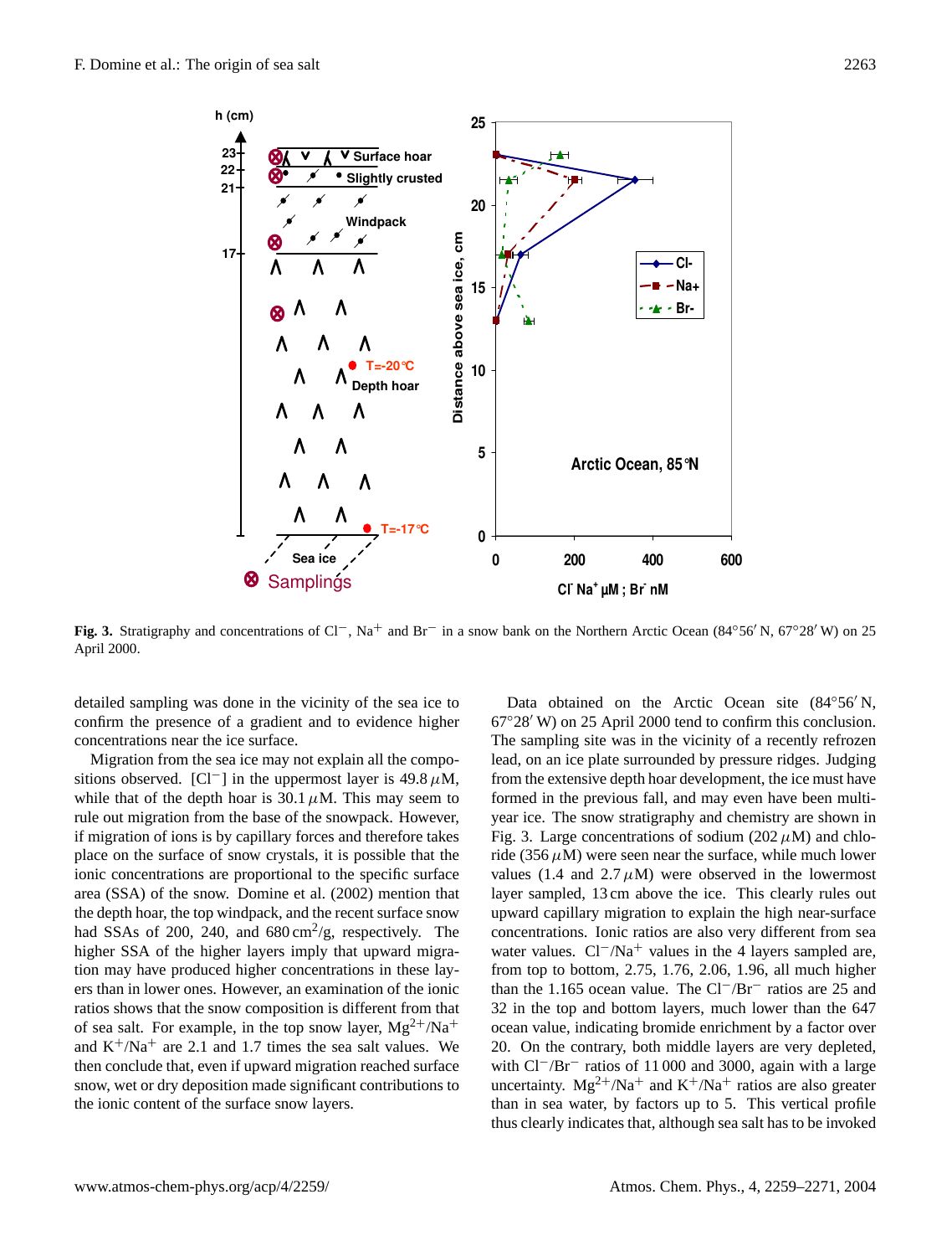**Fig. 3.** Stratigraphy and concentrations of $Cl^-$, $Na^+$ and $Br^-$ in a snow bank on the Northern Arctic Ocean (84°56′ N, 67°28′ W) on 25 April 2000.

detailed sampling was done in the vicinity of the sea ice to confirm the presence of a gradient and to evidence higher concentrations near the ice surface.

Migration from the sea ice may not explain all the compositions observed. [$Cl^-$] in the uppermost layer is 49.8 $\mu$M, while that of the depth hoar is 30.1 $\mu$M. This may seem to rule out migration from the base of the snowpack. However, if migration of ions is by capillary forces and therefore takes place on the surface of snow crystals, it is possible that the ionic concentrations are proportional to the specific surface area (SSA) of the snow. Domine et al. (2002) mention that the depth hoar, the top windpack, and the recent surface snow had SSAs of 200, 240, and 680 $cm^2$/g, respectively. The higher SSA of the higher layers imply that upward migration may have produced higher concentrations in these layers than in lower ones. However, an examination of the ionic ratios shows that the snow composition is different from that of sea salt. For example, in the top snow layer, $Mg^{2+}/Na^+$ and $K^+/Na^+$ are 2.1 and 1.7 times the sea salt values. We then conclude that, even if upward migration reached surface snow, wet or dry deposition made significant contributions to the ionic content of the surface snow layers.

Data obtained on the Arctic Ocean site (84°56′ N, 67°28′ W) on 25 April 2000 tend to confirm this conclusion. The sampling site was in the vicinity of a recently refrozen lead, on an ice plate surrounded by pressure ridges. Judging from the extensive depth hoar development, the ice must have formed in the previous fall, and may even have been multi-year ice. The snow stratigraphy and chemistry are shown in Fig. 3. Large concentrations of sodium (202 $\mu$M) and chloride (356 $\mu$M) were seen near the surface, while much lower values (1.4 and 2.7 $\mu$M) were observed in the lowermost layer sampled, 13 cm above the ice. This clearly rules out upward capillary migration to explain the high near-surface concentrations. Ionic ratios are also very different from sea water values. $Cl^-/Na^+$ values in the 4 layers sampled are, from top to bottom, 2.75, 1.76, 2.06, 1.96, all much higher than the 1.165 ocean value. The $Cl^-/Br^-$ ratios are 25 and 32 in the top and bottom layers, much lower than the 647 ocean value, indicating bromide enrichment by a factor over 20. On the contrary, both middle layers are very depleted, with $Cl^-/Br^-$ ratios of 11 000 and 3000, again with a large uncertainty. $Mg^{2+}/Na^+$ and $K^+/Na^+$ ratios are also greater than in sea water, by factors up to 5. This vertical profile thus clearly indicates that, although sea salt has to be invoked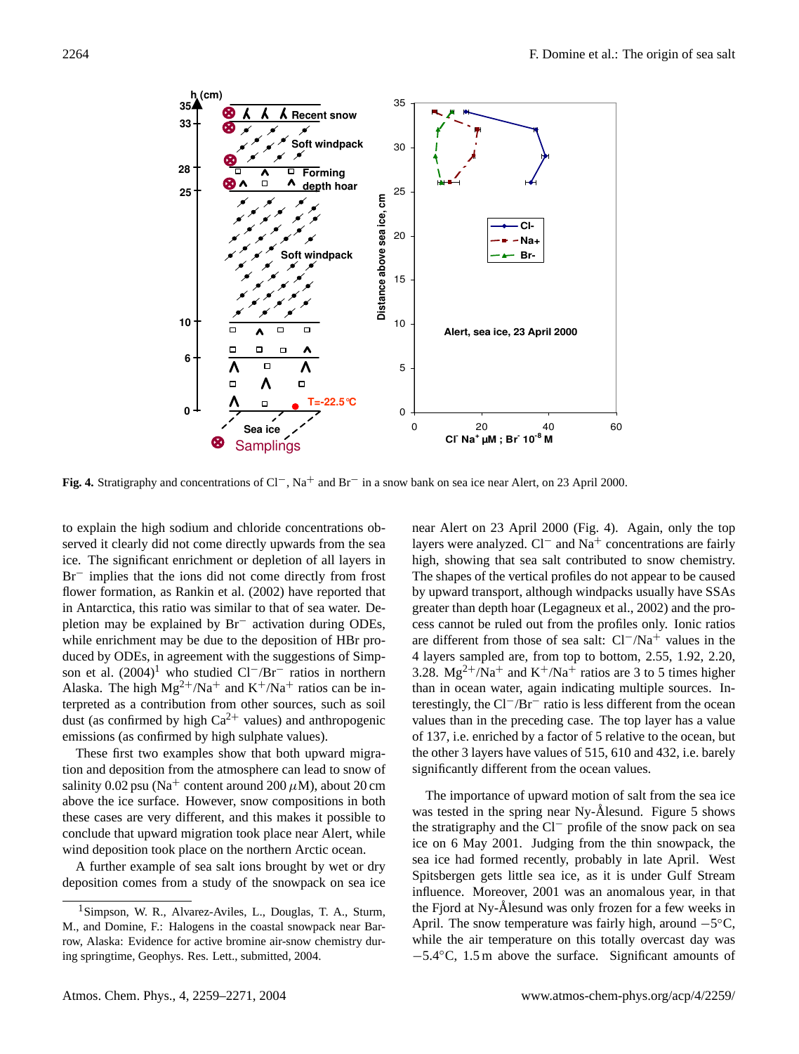**Fig. 4.** Stratigraphy and concentrations of $Cl^-$, $Na^+$ and $Br^-$ in a snow bank on sea ice near Alert, on 23 April 2000.

to explain the high sodium and chloride concentrations observed it clearly did not come directly upwards from the sea ice. The significant enrichment or depletion of all layers in $Br^-$ implies that the ions did not come directly from frost flower formation, as Rankin et al. (2002) have reported that in Antarctica, this ratio was similar to that of sea water. Depletion may be explained by $Br^-$ activation during ODEs, while enrichment may be due to the deposition of HBr produced by ODEs, in agreement with the suggestions of Simpson et al. (2004)[1] who studied $Cl^-/Br^-$ ratios in northern Alaska. The high $Mg^{2+}/Na^+$ and $K^+/Na^+$ ratios can be interpreted as a contribution from other sources, such as soil dust (as confirmed by high $Ca^{2+}$ values) and anthropogenic emissions (as confirmed by high sulphate values).

These first two examples show that both upward migration and deposition from the atmosphere can lead to snow of salinity 0.02 psu ($Na^+$ content around 200 $\mu$M), about 20 cm above the ice surface. However, snow compositions in both these cases are very different, and this makes it possible to conclude that upward migration took place near Alert, while wind deposition took place on the northern Arctic ocean.

A further example of sea salt ions brought by wet or dry deposition comes from a study of the snowpack on sea ice near Alert on 23 April 2000 (Fig. 4). Again, only the top layers were analyzed. $Cl^-$ and $Na^+$ concentrations are fairly high, showing that sea salt contributed to snow chemistry. The shapes of the vertical profiles do not appear to be caused by upward transport, although windpacks usually have SSAs greater than depth hoar (Legagneux et al., 2002) and the process cannot be ruled out from the profiles only. Ionic ratios are different from those of sea salt: $Cl^-/Na^+$ values in the 4 layers sampled are, from top to bottom, 2.55, 1.92, 2.20, 3.28. $Mg^{2+}/Na^+$ and $K^+/Na^+$ ratios are 3 to 5 times higher than in ocean water, again indicating multiple sources. Interestingly, the $Cl^-/Br^-$ ratio is less different from the ocean values than in the preceding case. The top layer has a value of 137, i.e. enriched by a factor of 5 relative to the ocean, but the other 3 layers have values of 515, 610 and 432, i.e. barely significantly different from the ocean values.

The importance of upward motion of salt from the sea ice was tested in the spring near Ny-Ålesund. Figure 5 shows the stratigraphy and the $Cl^-$ profile of the snow pack on sea ice on 6 May 2001. Judging from the thin snowpack, the sea ice had formed recently, probably in late April. West Spitsbergen gets little sea ice, as it is under Gulf Stream influence. Moreover, 2001 was an anomalous year, in that the Fjord at Ny-Ålesund was only frozen for a few weeks in April. The snow temperature was fairly high, around $-5°$C, while the air temperature on this totally overcast day was $-5.4°$C, 1.5 m above the surface. Significant amounts of

[1] Simpson, W. R., Alvarez-Aviles, L., Douglas, T. A., Sturm, M., and Domine, F.: Halogens in the coastal snowpack near Barrow, Alaska: Evidence for active bromine air-snow chemistry during springtime, Geophys. Res. Lett., submitted, 2004.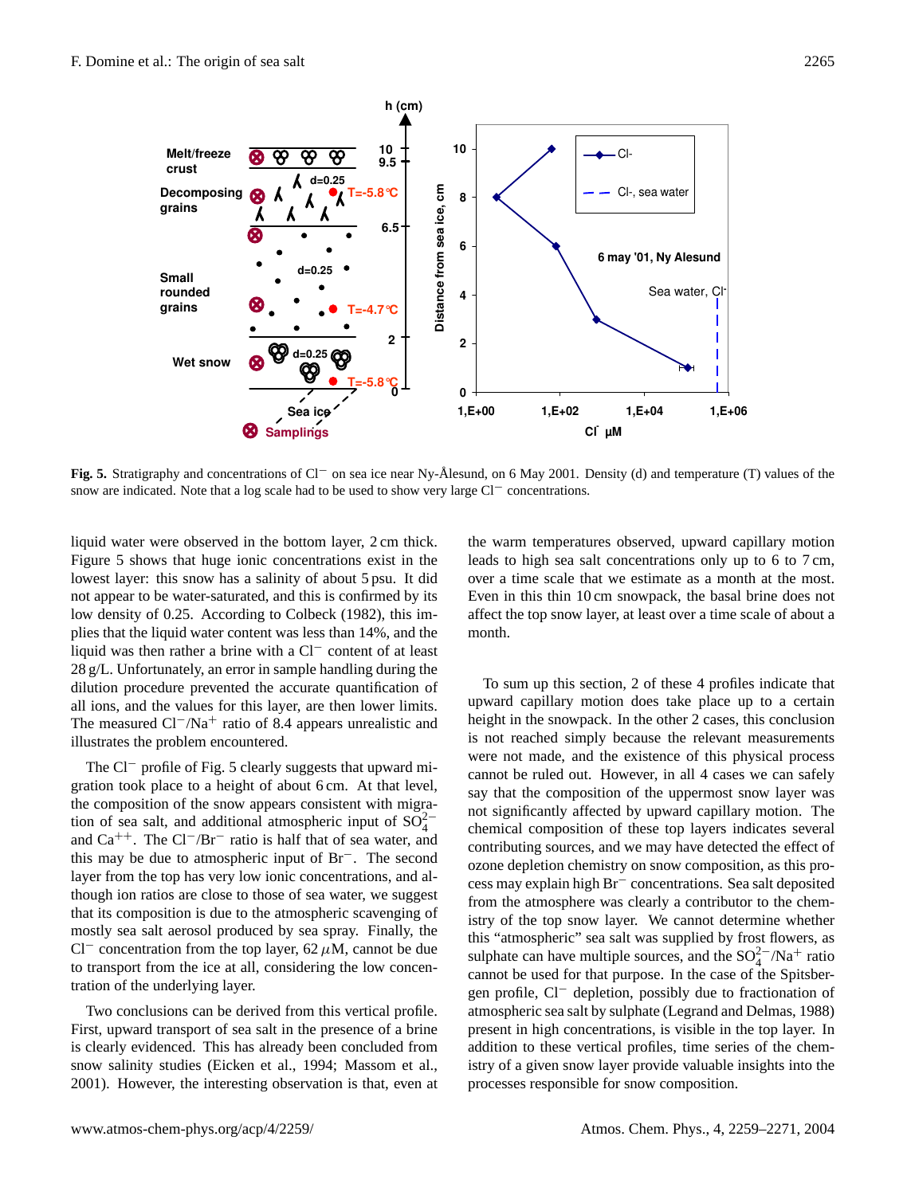**Fig. 5.** Stratigraphy and concentrations of $Cl^-$ on sea ice near Ny-Ålesund, on 6 May 2001. Density (d) and temperature (T) values of the snow are indicated. Note that a log scale had to be used to show very large $Cl^-$ concentrations.

liquid water were observed in the bottom layer, 2 cm thick. Figure 5 shows that huge ionic concentrations exist in the lowest layer: this snow has a salinity of about 5 psu. It did not appear to be water-saturated, and this is confirmed by its low density of 0.25. According to Colbeck (1982), this implies that the liquid water content was less than 14%, and the liquid was then rather a brine with a $Cl^-$ content of at least 28 g/L. Unfortunately, an error in sample handling during the dilution procedure prevented the accurate quantification of all ions, and the values for this layer, are then lower limits. The measured $Cl^-/Na^+$ ratio of 8.4 appears unrealistic and illustrates the problem encountered.

The $Cl^-$ profile of Fig. 5 clearly suggests that upward migration took place to a height of about 6 cm. At that level, the composition of the snow appears consistent with migration of sea salt, and additional atmospheric input of $SO_4^{2-}$ and $Ca^{++}$. The $Cl^-/Br^-$ ratio is half that of sea water, and this may be due to atmospheric input of $Br^-$. The second layer from the top has very low ionic concentrations, and although ion ratios are close to those of sea water, we suggest that its composition is due to the atmospheric scavenging of mostly sea salt aerosol produced by sea spray. Finally, the $Cl^-$ concentration from the top layer, 62 $\mu$M, cannot be due to transport from the ice at all, considering the low concentration of the underlying layer.

Two conclusions can be derived from this vertical profile. First, upward transport of sea salt in the presence of a brine is clearly evidenced. This has already been concluded from snow salinity studies (Eicken et al., 1994; Massom et al., 2001). However, the interesting observation is that, even at the warm temperatures observed, upward capillary motion leads to high sea salt concentrations only up to 6 to 7 cm, over a time scale that we estimate as a month at the most. Even in this thin 10 cm snowpack, the basal brine does not affect the top snow layer, at least over a time scale of about a month.

To sum up this section, 2 of these 4 profiles indicate that upward capillary motion does take place up to a certain height in the snowpack. In the other 2 cases, this conclusion is not reached simply because the relevant measurements were not made, and the existence of this physical process cannot be ruled out. However, in all 4 cases we can safely say that the composition of the uppermost snow layer was not significantly affected by upward capillary motion. The chemical composition of these top layers indicates several contributing sources, and we may have detected the effect of ozone depletion chemistry on snow composition, as this process may explain high $Br^-$ concentrations. Sea salt deposited from the atmosphere was clearly a contributor to the chemistry of the top snow layer. We cannot determine whether this "atmospheric" sea salt was supplied by frost flowers, as sulphate can have multiple sources, and the $SO_4^{2-}/Na^+$ ratio cannot be used for that purpose. In the case of the Spitsbergen profile, $Cl^-$ depletion, possibly due to fractionation of atmospheric sea salt by sulphate (Legrand and Delmas, 1988) present in high concentrations, is visible in the top layer. In addition to these vertical profiles, time series of the chemistry of a given snow layer provide valuable insights into the processes responsible for snow composition.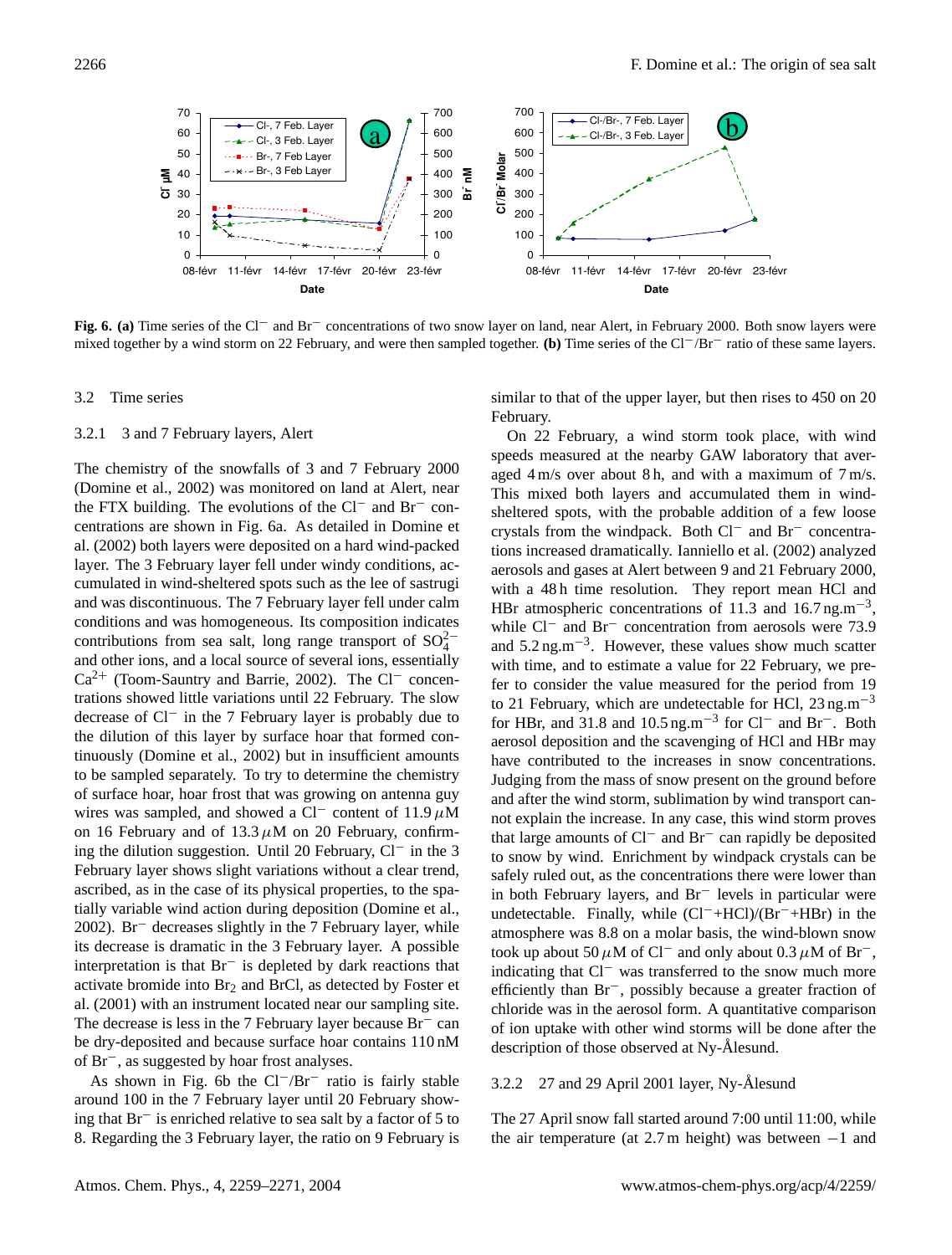**Fig. 6. (a)** Time series of the $Cl^-$ and $Br^-$ concentrations of two snow layer on land, near Alert, in February 2000. Both snow layers were mixed together by a wind storm on 22 February, and were then sampled together. **(b)** Time series of the $Cl^-/Br^-$ ratio of these same layers.

### 3.2 Time series

#### 3.2.1 3 and 7 February layers, Alert

The chemistry of the snowfalls of 3 and 7 February 2000 (Domine et al., 2002) was monitored on land at Alert, near the FTX building. The evolutions of the $Cl^-$ and $Br^-$ concentrations are shown in Fig. 6a. As detailed in Domine et al. (2002) both layers were deposited on a hard wind-packed layer. The 3 February layer fell under windy conditions, accumulated in wind-sheltered spots such as the lee of sastrugi and was discontinuous. The 7 February layer fell under calm conditions and was homogeneous. Its composition indicates contributions from sea salt, long range transport of $SO_4^{2-}$ and other ions, and a local source of several ions, essentially $Ca^{2+}$ (Toom-Sauntry and Barrie, 2002). The $Cl^-$ concentrations showed little variations until 22 February. The slow decrease of $Cl^-$ in the 7 February layer is probably due to the dilution of this layer by surface hoar that formed continuously (Domine et al., 2002) but in insufficient amounts to be sampled separately. To try to determine the chemistry of surface hoar, hoar frost that was growing on antenna guy wires was sampled, and showed a $Cl^-$ content of 11.9 $\mu$M on 16 February and of 13.3 $\mu$M on 20 February, confirming the dilution suggestion. Until 20 February, $Cl^-$ in the 3 February layer shows slight variations without a clear trend, ascribed, as in the case of its physical properties, to the spatially variable wind action during deposition (Domine et al., 2002). $Br^-$ decreases slightly in the 7 February layer, while its decrease is dramatic in the 3 February layer. A possible interpretation is that $Br^-$ is depleted by dark reactions that activate bromide into $Br_2$ and BrCl, as detected by Foster et al. (2001) with an instrument located near our sampling site. The decrease is less in the 7 February layer because $Br^-$ can be dry-deposited and because surface hoar contains 110 nM of $Br^-$, as suggested by hoar frost analyses.

As shown in Fig. 6b the $Cl^-/Br^-$ ratio is fairly stable around 100 in the 7 February layer until 20 February showing that $Br^-$ is enriched relative to sea salt by a factor of 5 to 8. Regarding the 3 February layer, the ratio on 9 February is similar to that of the upper layer, but then rises to 450 on 20 February.

On 22 February, a wind storm took place, with wind speeds measured at the nearby GAW laboratory that averaged 4 m/s over about 8 h, and with a maximum of 7 m/s. This mixed both layers and accumulated them in wind-sheltered spots, with the probable addition of a few loose crystals from the windpack. Both $Cl^-$ and $Br^-$ concentrations increased dramatically. Ianniello et al. (2002) analyzed aerosols and gases at Alert between 9 and 21 February 2000, with a 48 h time resolution. They report mean HCl and HBr atmospheric concentrations of 11.3 and 16.7 ng.m$^{-3}$, while $Cl^-$ and $Br^-$ concentration from aerosols were 73.9 and 5.2 ng.m$^{-3}$. However, these values show much scatter with time, and to estimate a value for 22 February, we prefer to consider the value measured for the period from 19 to 21 February, which are undetectable for HCl, 23 ng.m$^{-3}$ for HBr, and 31.8 and 10.5 ng.m$^{-3}$ for $Cl^-$ and $Br^-$. Both aerosol deposition and the scavenging of HCl and HBr may have contributed to the increases in snow concentrations. Judging from the mass of snow present on the ground before and after the wind storm, sublimation by wind transport cannot explain the increase. In any case, this wind storm proves that large amounts of $Cl^-$ and $Br^-$ can rapidly be deposited to snow by wind. Enrichment by windpack crystals can be safely ruled out, as the concentrations there were lower than in both February layers, and $Br^-$ levels in particular were undetectable. Finally, while ($Cl^-$+HCl)/($Br^-$+HBr) in the atmosphere was 8.8 on a molar basis, the wind-blown snow took up about 50 $\mu$M of $Cl^-$ and only about 0.3 $\mu$M of $Br^-$, indicating that $Cl^-$ was transferred to the snow much more efficiently than $Br^-$, possibly because a greater fraction of chloride was in the aerosol form. A quantitative comparison of ion uptake with other wind storms will be done after the description of those observed at Ny-Ålesund.

#### 3.2.2 27 and 29 April 2001 layer, Ny-Ålesund

The 27 April snow fall started around 7:00 until 11:00, while the air temperature (at 2.7 m height) was between $-1$ and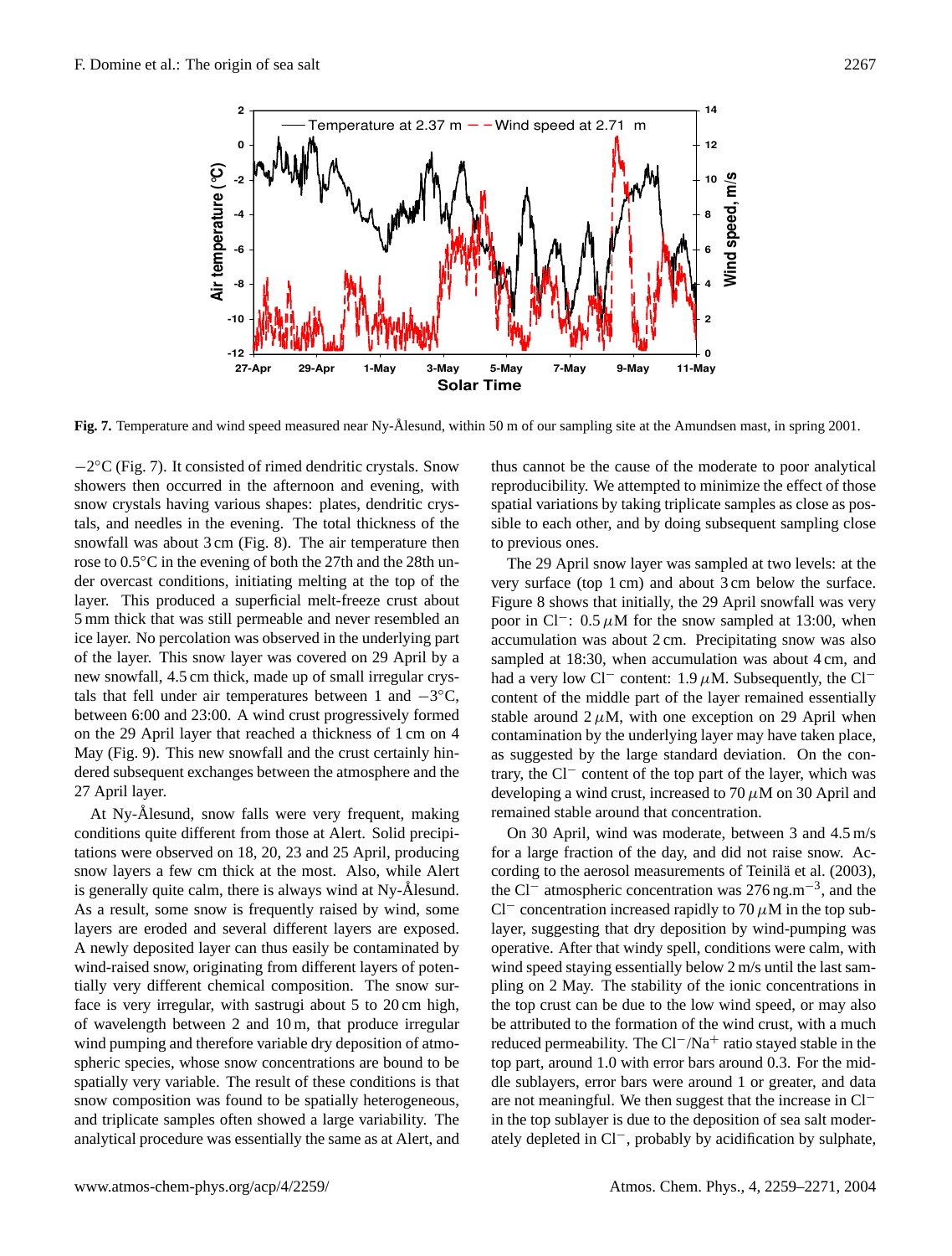**Fig. 7.** Temperature and wind speed measured near Ny-Ålesund, within 50 m of our sampling site at the Amundsen mast, in spring 2001.

−2°C (Fig. 7). It consisted of rimed dendritic crystals. Snow showers then occurred in the afternoon and evening, with snow crystals having various shapes: plates, dendritic crystals, and needles in the evening. The total thickness of the snowfall was about 3 cm (Fig. 8). The air temperature then rose to 0.5°C in the evening of both the 27th and the 28th under overcast conditions, initiating melting at the top of the layer. This produced a superficial melt-freeze crust about 5 mm thick that was still permeable and never resembled an ice layer. No percolation was observed in the underlying part of the layer. This snow layer was covered on 29 April by a new snowfall, 4.5 cm thick, made up of small irregular crystals that fell under air temperatures between 1 and −3°C, between 6:00 and 23:00. A wind crust progressively formed on the 29 April layer that reached a thickness of 1 cm on 4 May (Fig. 9). This new snowfall and the crust certainly hindered subsequent exchanges between the atmosphere and the 27 April layer.

At Ny-Ålesund, snow falls were very frequent, making conditions quite different from those at Alert. Solid precipitations were observed on 18, 20, 23 and 25 April, producing snow layers a few cm thick at the most. Also, while Alert is generally quite calm, there is always wind at Ny-Ålesund. As a result, some snow is frequently raised by wind, some layers are eroded and several different layers are exposed. A newly deposited layer can thus easily be contaminated by wind-raised snow, originating from different layers of potentially very different chemical composition. The snow surface is very irregular, with sastrugi about 5 to 20 cm high, of wavelength between 2 and 10 m, that produce irregular wind pumping and therefore variable dry deposition of atmospheric species, whose snow concentrations are bound to be spatially very variable. The result of these conditions is that snow composition was found to be spatially heterogeneous, and triplicate samples often showed a large variability. The analytical procedure was essentially the same as at Alert, and thus cannot be the cause of the moderate to poor analytical reproducibility. We attempted to minimize the effect of those spatial variations by taking triplicate samples as close as possible to each other, and by doing subsequent sampling close to previous ones.

The 29 April snow layer was sampled at two levels: at the very surface (top 1 cm) and about 3 cm below the surface. Figure 8 shows that initially, the 29 April snowfall was very poor in $Cl^-$: 0.5 $\mu$M for the snow sampled at 13:00, when accumulation was about 2 cm. Precipitating snow was also sampled at 18:30, when accumulation was about 4 cm, and had a very low $Cl^-$ content: 1.9 $\mu$M. Subsequently, the $Cl^-$ content of the middle part of the layer remained essentially stable around 2 $\mu$M, with one exception on 29 April when contamination by the underlying layer may have taken place, as suggested by the large standard deviation. On the contrary, the $Cl^-$ content of the top part of the layer, which was developing a wind crust, increased to 70 $\mu$M on 30 April and remained stable around that concentration.

On 30 April, wind was moderate, between 3 and 4.5 m/s for a large fraction of the day, and did not raise snow. According to the aerosol measurements of Teinilä et al. (2003), the $Cl^-$ atmospheric concentration was 276 ng.m$^{-3}$, and the $Cl^-$ concentration increased rapidly to 70 $\mu$M in the top sublayer, suggesting that dry deposition by wind-pumping was operative. After that windy spell, conditions were calm, with wind speed staying essentially below 2 m/s until the last sampling on 2 May. The stability of the ionic concentrations in the top crust can be due to the low wind speed, or may also be attributed to the formation of the wind crust, with a much reduced permeability. The $Cl^-/Na^+$ ratio stayed stable in the top part, around 1.0 with error bars around 0.3. For the middle sublayers, error bars were around 1 or greater, and data are not meaningful. We then suggest that the increase in $Cl^-$ in the top sublayer is due to the deposition of sea salt moderately depleted in $Cl^-$, probably by acidification by sulphate,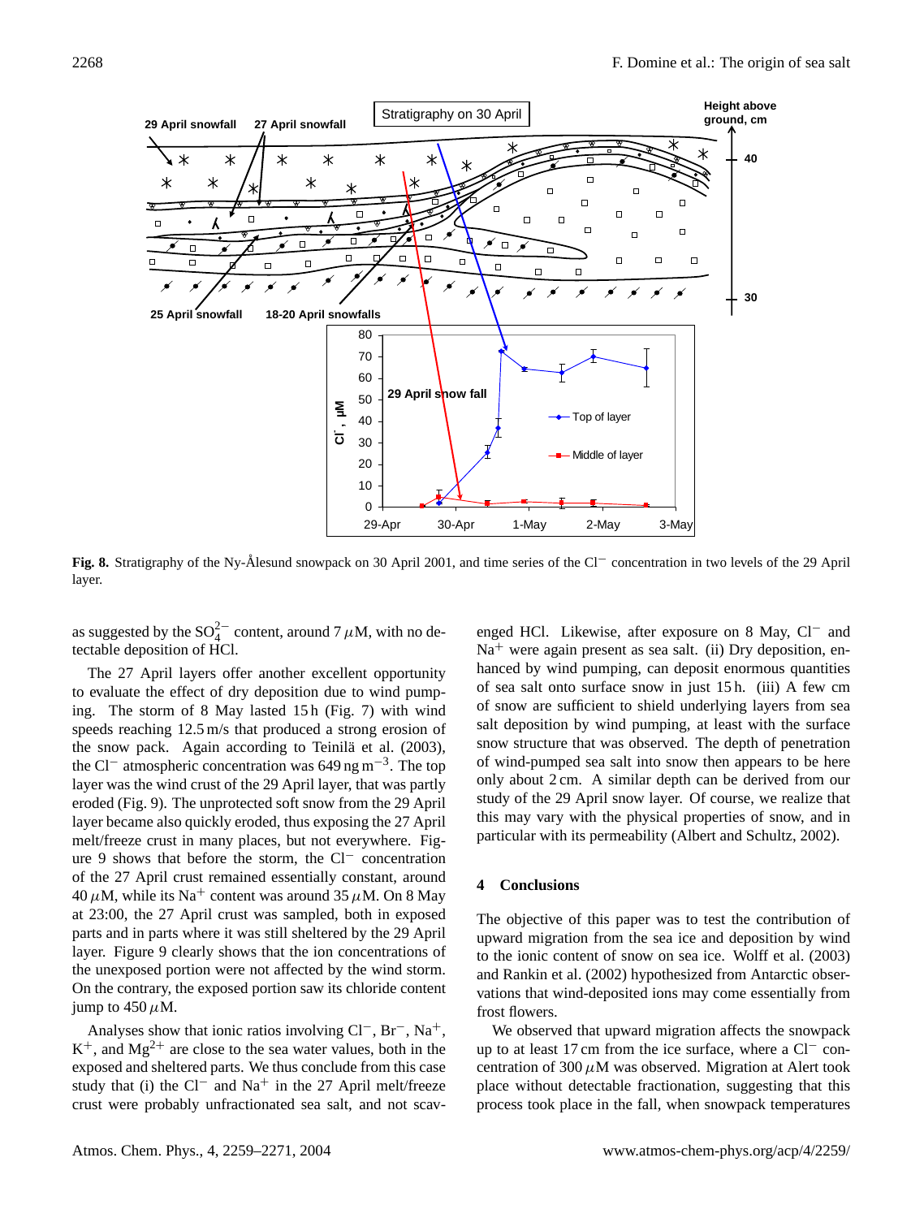**Fig. 8.** Stratigraphy of the Ny-Ålesund snowpack on 30 April 2001, and time series of the $Cl^-$ concentration in two levels of the 29 April layer.

as suggested by the $SO_4^{2-}$ content, around 7 $\mu$M, with no detectable deposition of HCl.

The 27 April layers offer another excellent opportunity to evaluate the effect of dry deposition due to wind pumping. The storm of 8 May lasted 15 h (Fig. 7) with wind speeds reaching 12.5 m/s that produced a strong erosion of the snow pack. Again according to Teinilä et al. (2003), the $Cl^-$ atmospheric concentration was 649 ng m$^{-3}$. The top layer was the wind crust of the 29 April layer, that was partly eroded (Fig. 9). The unprotected soft snow from the 29 April layer became also quickly eroded, thus exposing the 27 April melt/freeze crust in many places, but not everywhere. Figure 9 shows that before the storm, the $Cl^-$ concentration of the 27 April crust remained essentially constant, around 40 $\mu$M, while its $Na^+$ content was around 35 $\mu$M. On 8 May at 23:00, the 27 April crust was sampled, both in exposed parts and in parts where it was still sheltered by the 29 April layer. Figure 9 clearly shows that the ion concentrations of the unexposed portion were not affected by the wind storm. On the contrary, the exposed portion saw its chloride content jump to 450 $\mu$M.

Analyses show that ionic ratios involving $Cl^-$, $Br^-$, $Na^+$, $K^+$, and $Mg^{2+}$ are close to the sea water values, both in the exposed and sheltered parts. We thus conclude from this case study that (i) the $Cl^-$ and $Na^+$ in the 27 April melt/freeze crust were probably unfractionated sea salt, and not scavenged HCl. Likewise, after exposure on 8 May, $Cl^-$ and $Na^+$ were again present as sea salt. (ii) Dry deposition, enhanced by wind pumping, can deposit enormous quantities of sea salt onto surface snow in just 15 h. (iii) A few cm of snow are sufficient to shield underlying layers from sea salt deposition by wind pumping, at least with the surface snow structure that was observed. The depth of penetration of wind-pumped sea salt into snow then appears to be here only about 2 cm. A similar depth can be derived from our study of the 29 April snow layer. Of course, we realize that this may vary with the physical properties of snow, and in particular with its permeability (Albert and Schultz, 2002).

## 4 Conclusions

The objective of this paper was to test the contribution of upward migration from the sea ice and deposition by wind to the ionic content of snow on sea ice. Wolff et al. (2003) and Rankin et al. (2002) hypothesized from Antarctic observations that wind-deposited ions may come essentially from frost flowers.

We observed that upward migration affects the snowpack up to at least 17 cm from the ice surface, where a $Cl^-$ concentration of 300 $\mu$M was observed. Migration at Alert took place without detectable fractionation, suggesting that this process took place in the fall, when snowpack temperatures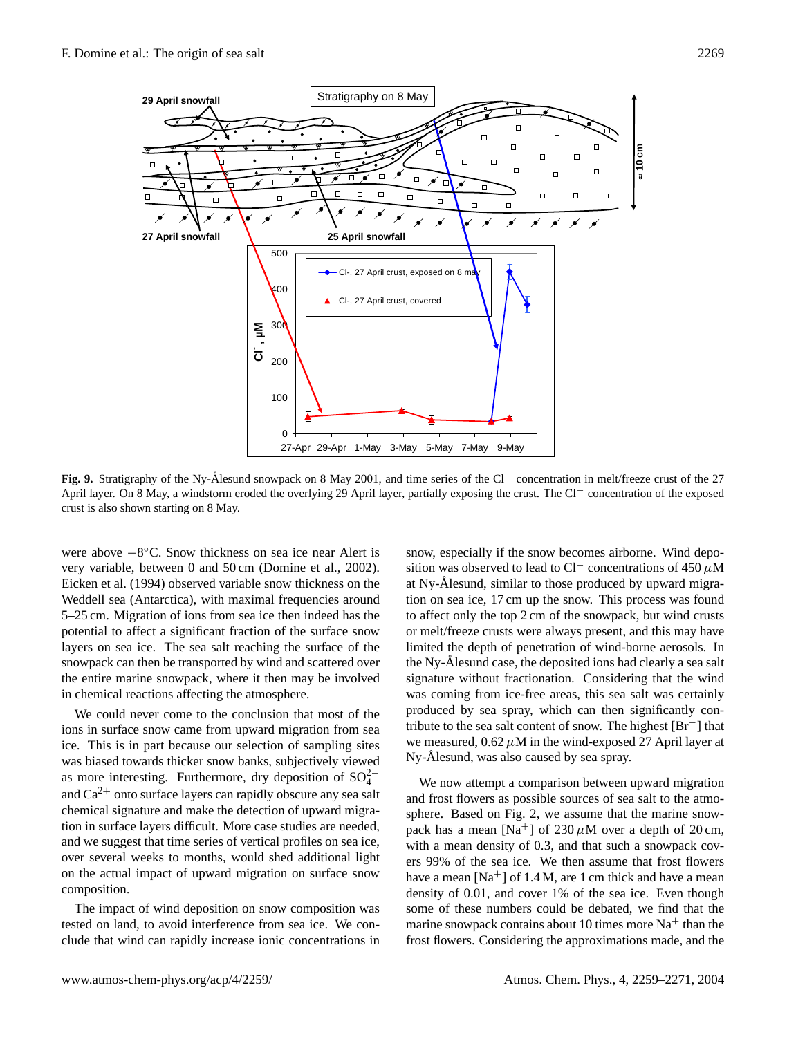**Fig. 9.** Stratigraphy of the Ny-Ålesund snowpack on 8 May 2001, and time series of the $Cl^-$ concentration in melt/freeze crust of the 27 April layer. On 8 May, a windstorm eroded the overlying 29 April layer, partially exposing the crust. The $Cl^-$ concentration of the exposed crust is also shown starting on 8 May.

were above −8°C. Snow thickness on sea ice near Alert is very variable, between 0 and 50 cm (Domine et al., 2002). Eicken et al. (1994) observed variable snow thickness on the Weddell sea (Antarctica), with maximal frequencies around 5–25 cm. Migration of ions from sea ice then indeed has the potential to affect a significant fraction of the surface snow layers on sea ice. The sea salt reaching the surface of the snowpack can then be transported by wind and scattered over the entire marine snowpack, where it then may be involved in chemical reactions affecting the atmosphere.

We could never come to the conclusion that most of the ions in surface snow came from upward migration from sea ice. This is in part because our selection of sampling sites was biased towards thicker snow banks, subjectively viewed as more interesting. Furthermore, dry deposition of $SO_4^{2-}$ and $Ca^{2+}$ onto surface layers can rapidly obscure any sea salt chemical signature and make the detection of upward migration in surface layers difficult. More case studies are needed, and we suggest that time series of vertical profiles on sea ice, over several weeks to months, would shed additional light on the actual impact of upward migration on surface snow composition.

The impact of wind deposition on snow composition was tested on land, to avoid interference from sea ice. We conclude that wind can rapidly increase ionic concentrations in snow, especially if the snow becomes airborne. Wind deposition was observed to lead to $Cl^-$ concentrations of 450 $\mu$M at Ny-Ålesund, similar to those produced by upward migration on sea ice, 17 cm up the snow. This process was found to affect only the top 2 cm of the snowpack, but wind crusts or melt/freeze crusts were always present, and this may have limited the depth of penetration of wind-borne aerosols. In the Ny-Ålesund case, the deposited ions had clearly a sea salt signature without fractionation. Considering that the wind was coming from ice-free areas, this sea salt was certainly produced by sea spray, which can then significantly contribute to the sea salt content of snow. The highest $[Br^-]$ that we measured, 0.62 $\mu$M in the wind-exposed 27 April layer at Ny-Ålesund, was also caused by sea spray.

We now attempt a comparison between upward migration and frost flowers as possible sources of sea salt to the atmosphere. Based on Fig. 2, we assume that the marine snowpack has a mean $[Na^+]$ of 230 $\mu$M over a depth of 20 cm, with a mean density of 0.3, and that such a snowpack covers 99% of the sea ice. We then assume that frost flowers have a mean $[Na^+]$ of 1.4 M, are 1 cm thick and have a mean density of 0.01, and cover 1% of the sea ice. Even though some of these numbers could be debated, we find that the marine snowpack contains about 10 times more $Na^+$ than the frost flowers. Considering the approximations made, and the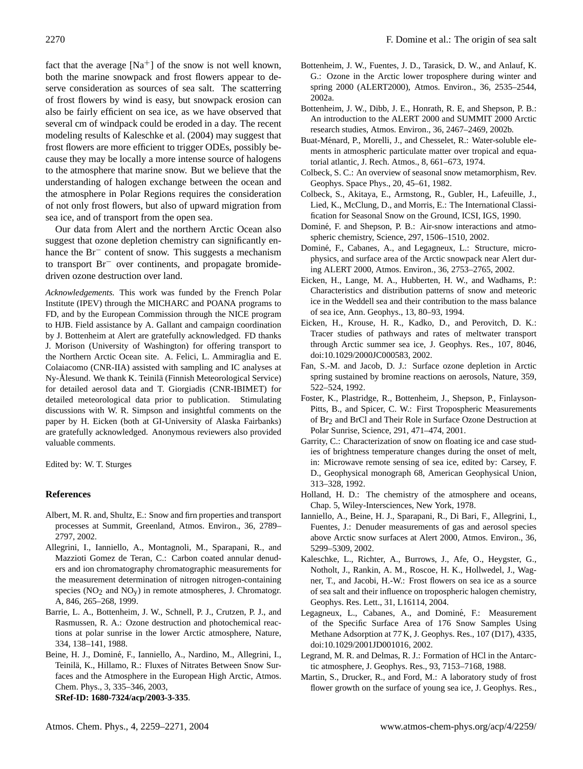fact that the average $[Na^+]$ of the snow is not well known, both the marine snowpack and frost flowers appear to deserve consideration as sources of sea salt. The scatterring of frost flowers by wind is easy, but snowpack erosion can also be fairly efficient on sea ice, as we have observed that several cm of windpack could be eroded in a day. The recent modeling results of Kaleschke et al. (2004) may suggest that frost flowers are more efficient to trigger ODEs, possibly because they may be locally a more intense source of halogens to the atmosphere that marine snow. But we believe that the understanding of halogen exchange between the ocean and the atmosphere in Polar Regions requires the consideration of not only frost flowers, but also of upward migration from sea ice, and of transport from the open sea.

Our data from Alert and the northern Arctic Ocean also suggest that ozone depletion chemistry can significantly enhance the $Br^-$ content of snow. This suggests a mechanism to transport $Br^-$ over continents, and propagate bromide-driven ozone destruction over land.

*Acknowledgements.* This work was funded by the French Polar Institute (IPEV) through the MICHARC and POANA programs to FD, and by the European Commission through the NICE program to HJB. Field assistance by A. Gallant and campaign coordination by J. Bottenheim at Alert are gratefully acknowledged. FD thanks J. Morison (University of Washington) for offering transport to the Northern Arctic Ocean site. A. Felici, L. Ammiraglia and E. Colaiacomo (CNR-IIA) assisted with sampling and IC analyses at Ny-Ålesund. We thank K. Teinilä (Finnish Meteorological Service) for detailed aerosol data and T. Giorgiadis (CNR-IBIMET) for detailed meteorological data prior to publication. Stimulating discussions with W. R. Simpson and insightful comments on the paper by H. Eicken (both at GI-University of Alaska Fairbanks) are gratefully acknowledged. Anonymous reviewers also provided valuable comments.

Edited by: W. T. Sturges

## References

Albert, M. R. and, Shultz, E.: Snow and firn properties and transport processes at Summit, Greenland, Atmos. Environ., 36, 2789–2797, 2002.

Allegrini, I., Ianniello, A., Montagnoli, M., Sparapani, R., and Mazzioti Gomez de Teran, C.: Carbon coated annular denuders and ion chromatography chromatographic measurements for the measurement determination of nitrogen nitrogen-containing species ($NO_2$ and $NO_y$) in remote atmospheres, J. Chromatogr. A, 846, 265–268, 1999.

Barrie, L. A., Bottenheim, J. W., Schnell, P. J., Crutzen, P. J., and Rasmussen, R. A.: Ozone destruction and photochemical reactions at polar sunrise in the lower Arctic atmosphere, Nature, 334, 138–141, 1988.

Beine, H. J., Dominé, F., Ianniello, A., Nardino, M., Allegrini, I., Teinilä, K., Hillamo, R.: Fluxes of Nitrates Between Snow Surfaces and the Atmosphere in the European High Arctic, Atmos. Chem. Phys., 3, 335–346, 2003,
**SRef-ID: 1680-7324/acp/2003-3-335**.

Bottenheim, J. W., Fuentes, J. D., Tarasick, D. W., and Anlauf, K. G.: Ozone in the Arctic lower troposphere during winter and spring 2000 (ALERT2000), Atmos. Environ., 36, 2535–2544, 2002a.

Bottenheim, J. W., Dibb, J. E., Honrath, R. E, and Shepson, P. B.: An introduction to the ALERT 2000 and SUMMIT 2000 Arctic research studies, Atmos. Environ., 36, 2467–2469, 2002b.

Buat-Ménard, P., Morelli, J., and Chesselet, R.: Water-soluble elements in atmospheric particulate matter over tropical and equatorial atlantic, J. Rech. Atmos., 8, 661–673, 1974.

Colbeck, S. C.: An overview of seasonal snow metamorphism, Rev. Geophys. Space Phys., 20, 45–61, 1982.

Colbeck, S., Akitaya, E., Armstong, R., Gubler, H., Lafeuille, J., Lied, K., McClung, D., and Morris, E.: The International Classification for Seasonal Snow on the Ground, ICSI, IGS, 1990.

Dominé, F. and Shepson, P. B.: Air-snow interactions and atmospheric chemistry, Science, 297, 1506–1510, 2002.

Dominé, F., Cabanes, A., and Legagneux, L.: Structure, microphysics, and surface area of the Arctic snowpack near Alert during ALERT 2000, Atmos. Environ., 36, 2753–2765, 2002.

Eicken, H., Lange, M. A., Hubberten, H. W., and Wadhams, P.: Characteristics and distribution patterns of snow and meteoric ice in the Weddell sea and their contribution to the mass balance of sea ice, Ann. Geophys., 13, 80–93, 1994.

Eicken, H., Krouse, H. R., Kadko, D., and Perovitch, D. K.: Tracer studies of pathways and rates of meltwater transport through Arctic summer sea ice, J. Geophys. Res., 107, 8046, doi:10.1029/2000JC000583, 2002.

Fan, S.-M. and Jacob, D. J.: Surface ozone depletion in Arctic spring sustained by bromine reactions on aerosols, Nature, 359, 522–524, 1992.

Foster, K., Plastridge, R., Bottenheim, J., Shepson, P., Finlayson-Pitts, B., and Spicer, C. W.: First Tropospheric Measurements of $Br_2$ and BrCl and Their Role in Surface Ozone Destruction at Polar Sunrise, Science, 291, 471–474, 2001.

Garrity, C.: Characterization of snow on floating ice and case studies of brightness temperature changes during the onset of melt, in: Microwave remote sensing of sea ice, edited by: Carsey, F. D., Geophysical monograph 68, American Geophysical Union, 313–328, 1992.

Holland, H. D.: The chemistry of the atmosphere and oceans, Chap. 5, Wiley-Intersciences, New York, 1978.

Ianniello, A., Beine, H. J., Sparapani, R., Di Bari, F., Allegrini, I., Fuentes, J.: Denuder measurements of gas and aerosol species above Arctic snow surfaces at Alert 2000, Atmos. Environ., 36, 5299–5309, 2002.

Kaleschke, L., Richter, A., Burrows, J., Afe, O., Heygster, G., Notholt, J., Rankin, A. M., Roscoe, H. K., Hollwedel, J., Wagner, T., and Jacobi, H.-W.: Frost flowers on sea ice as a source of sea salt and their influence on tropospheric halogen chemistry, Geophys. Res. Lett., 31, L16114, 2004.

Legagneux, L., Cabanes, A., and Dominé, F.: Measurement of the Specific Surface Area of 176 Snow Samples Using Methane Adsorption at 77 K, J. Geophys. Res., 107 (D17), 4335, doi:10.1029/2001JD001016, 2002.

Legrand, M. R. and Delmas, R. J.: Formation of HCl in the Antarctic atmosphere, J. Geophys. Res., 93, 7153–7168, 1988.

Martin, S., Drucker, R., and Ford, M.: A laboratory study of frost flower growth on the surface of young sea ice, J. Geophys. Res.,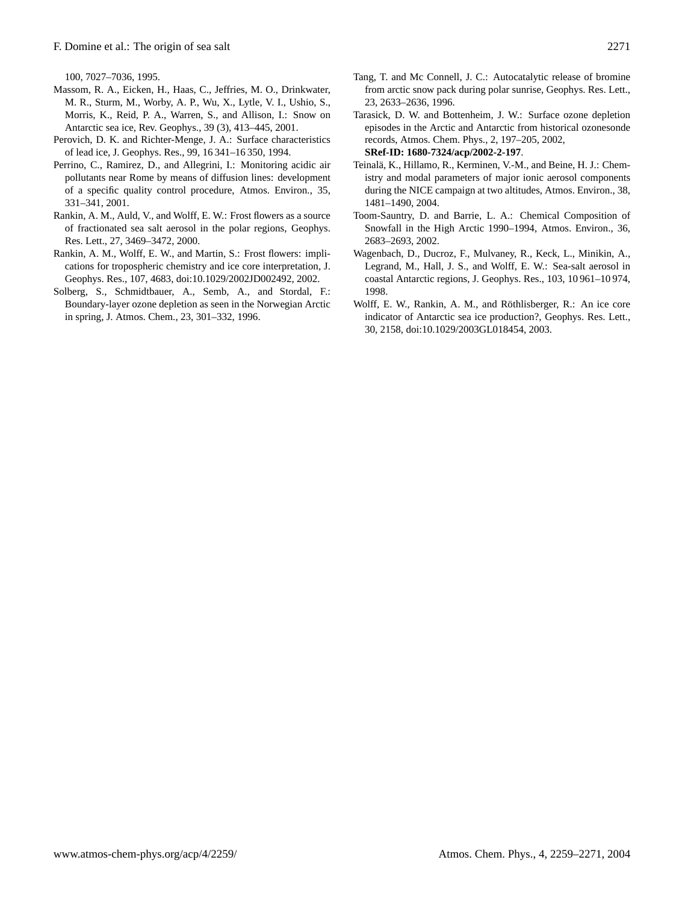100, 7027–7036, 1995.

Massom, R. A., Eicken, H., Haas, C., Jeffries, M. O., Drinkwater, M. R., Sturm, M., Worby, A. P., Wu, X., Lytle, V. I., Ushio, S., Morris, K., Reid, P. A., Warren, S., and Allison, I.: Snow on Antarctic sea ice, Rev. Geophys., 39 (3), 413–445, 2001.

Perovich, D. K. and Richter-Menge, J. A.: Surface characteristics of lead ice, J. Geophys. Res., 99, 16 341–16 350, 1994.

Perrino, C., Ramirez, D., and Allegrini, I.: Monitoring acidic air pollutants near Rome by means of diffusion lines: development of a specific quality control procedure, Atmos. Environ., 35, 331–341, 2001.

Rankin, A. M., Auld, V., and Wolff, E. W.: Frost flowers as a source of fractionated sea salt aerosol in the polar regions, Geophys. Res. Lett., 27, 3469–3472, 2000.

Rankin, A. M., Wolff, E. W., and Martin, S.: Frost flowers: implications for tropospheric chemistry and ice core interpretation, J. Geophys. Res., 107, 4683, doi:10.1029/2002JD002492, 2002.

Solberg, S., Schmidtbauer, A., Semb, A., and Stordal, F.: Boundary-layer ozone depletion as seen in the Norwegian Arctic in spring, J. Atmos. Chem., 23, 301–332, 1996.

Tang, T. and Mc Connell, J. C.: Autocatalytic release of bromine from arctic snow pack during polar sunrise, Geophys. Res. Lett., 23, 2633–2636, 1996.

Tarasick, D. W. and Bottenheim, J. W.: Surface ozone depletion episodes in the Arctic and Antarctic from historical ozonesonde records, Atmos. Chem. Phys., 2, 197–205, 2002, **SRef-ID: 1680-7324/acp/2002-2-197**.

Teinalä, K., Hillamo, R., Kerminen, V.-M., and Beine, H. J.: Chemistry and modal parameters of major ionic aerosol components during the NICE campaign at two altitudes, Atmos. Environ., 38, 1481–1490, 2004.

Toom-Sauntry, D. and Barrie, L. A.: Chemical Composition of Snowfall in the High Arctic 1990–1994, Atmos. Environ., 36, 2683–2693, 2002.

Wagenbach, D., Ducroz, F., Mulvaney, R., Keck, L., Minikin, A., Legrand, M., Hall, J. S., and Wolff, E. W.: Sea-salt aerosol in coastal Antarctic regions, J. Geophys. Res., 103, 10 961–10 974, 1998.

Wolff, E. W., Rankin, A. M., and Röthlisberger, R.: An ice core indicator of Antarctic sea ice production?, Geophys. Res. Lett., 30, 2158, doi:10.1029/2003GL018454, 2003.